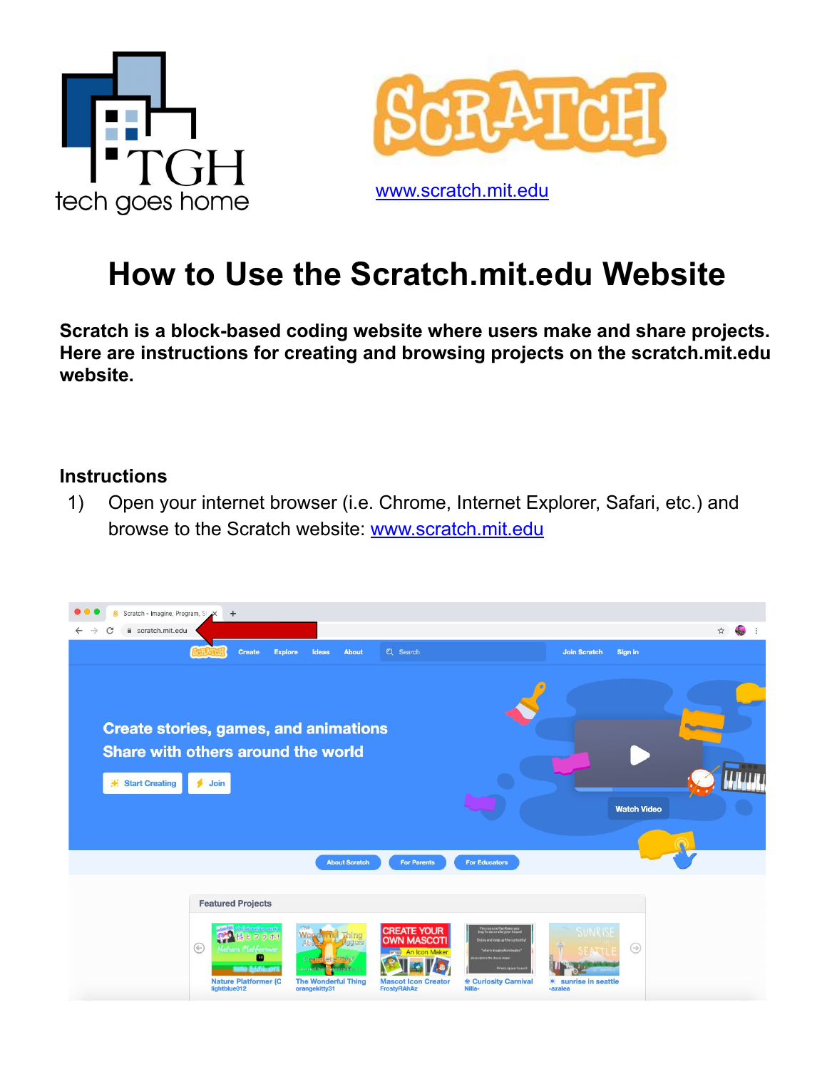www.scratch.mit.edu

# How to Use the Scratch.mit.edu Website

**Scratch is a block-based coding website where users make and share projects. Here are instructions for creating and browsing projects on the scratch.mit.edu website.**

## Instructions

1) Open your internet browser (i.e. Chrome, Internet Explorer, Safari, etc.) and browse to the Scratch website: www.scratch.mit.edu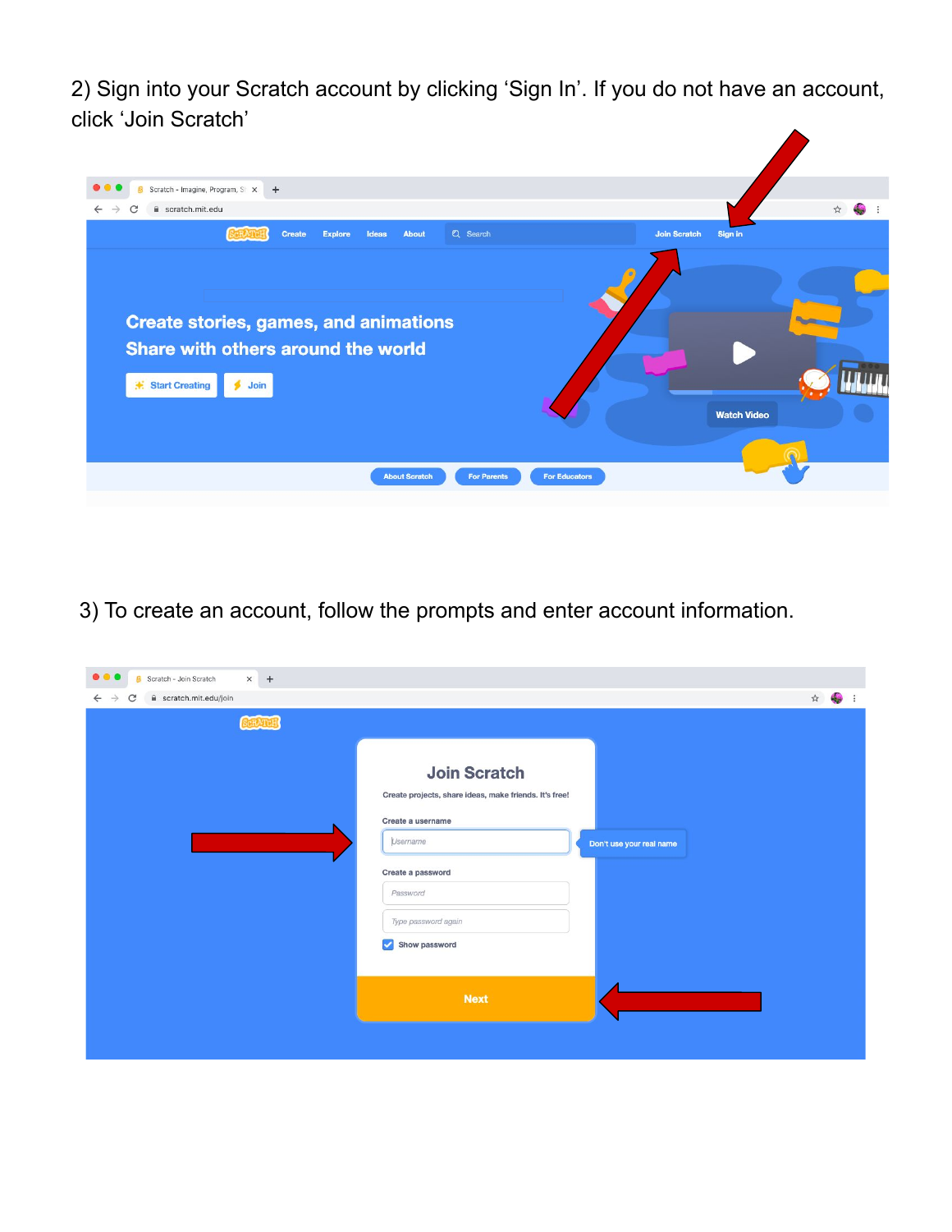2) Sign into your Scratch account by clicking 'Sign In'. If you do not have an account, click 'Join Scratch'

3) To create an account, follow the prompts and enter account information.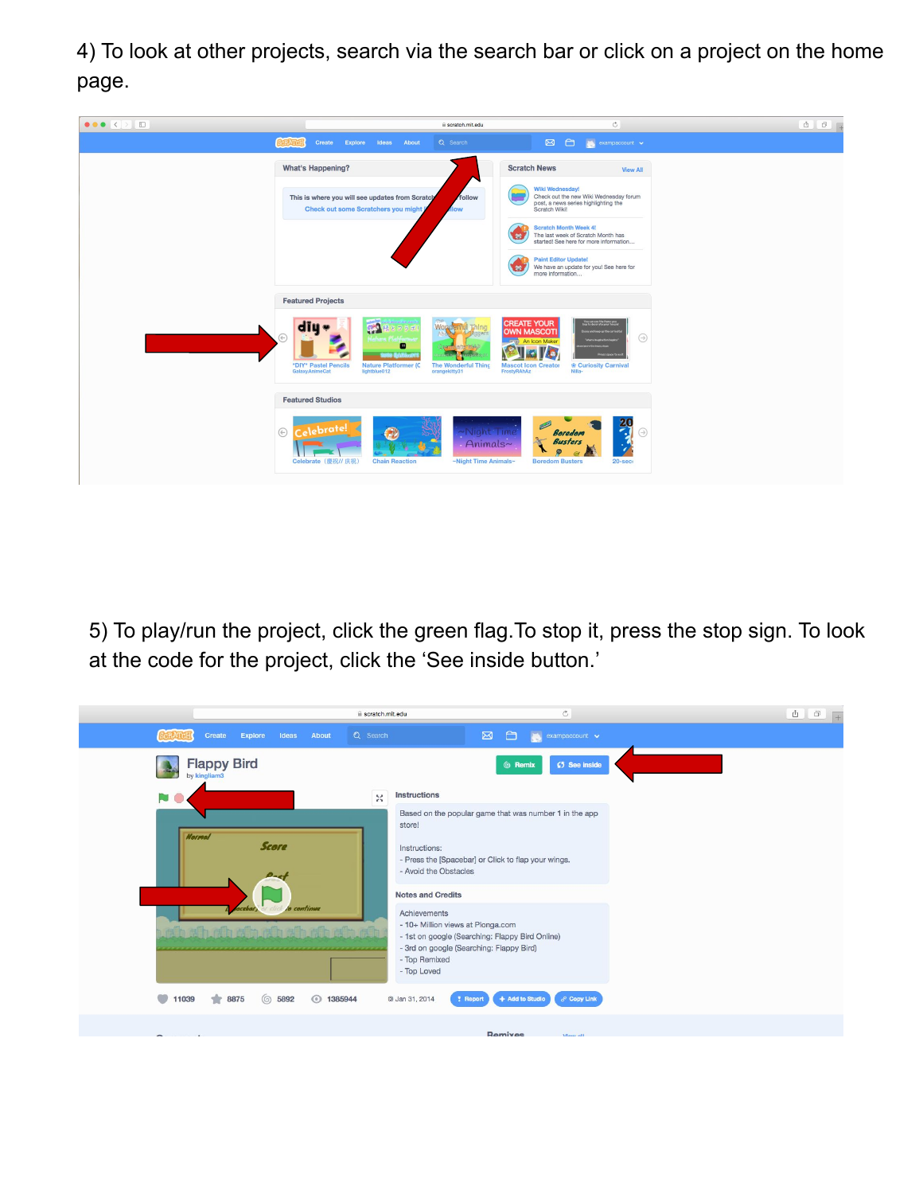4) To look at other projects, search via the search bar or click on a project on the home page.

5) To play/run the project, click the green flag. To stop it, press the stop sign. To look at the code for the project, click the 'See inside button.'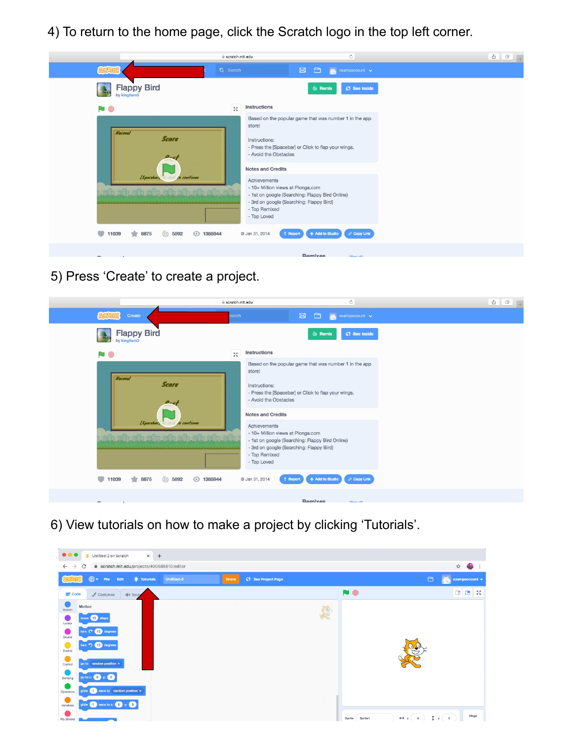4) To return to the home page, click the Scratch logo in the top left corner.

5) Press ‘Create’ to create a project.

6) View tutorials on how to make a project by clicking ‘Tutorials’.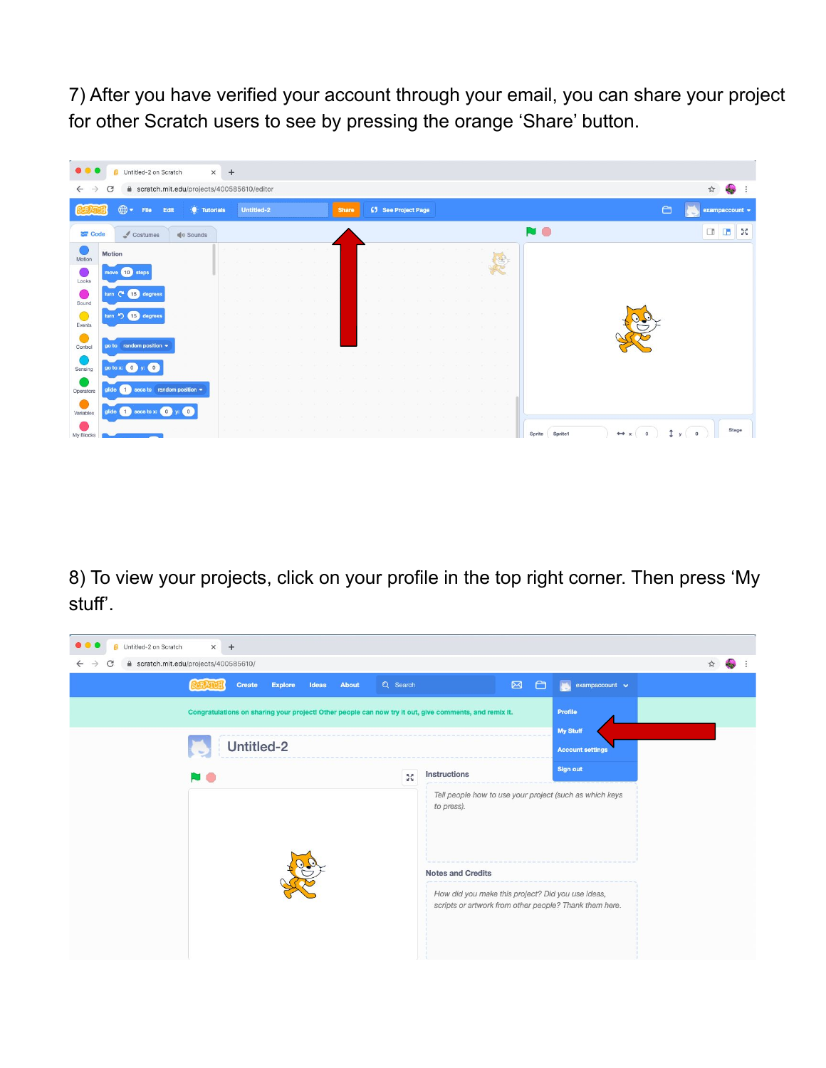7) After you have verified your account through your email, you can share your project for other Scratch users to see by pressing the orange ‘Share’ button.

8) To view your projects, click on your profile in the top right corner. Then press ‘My stuff’.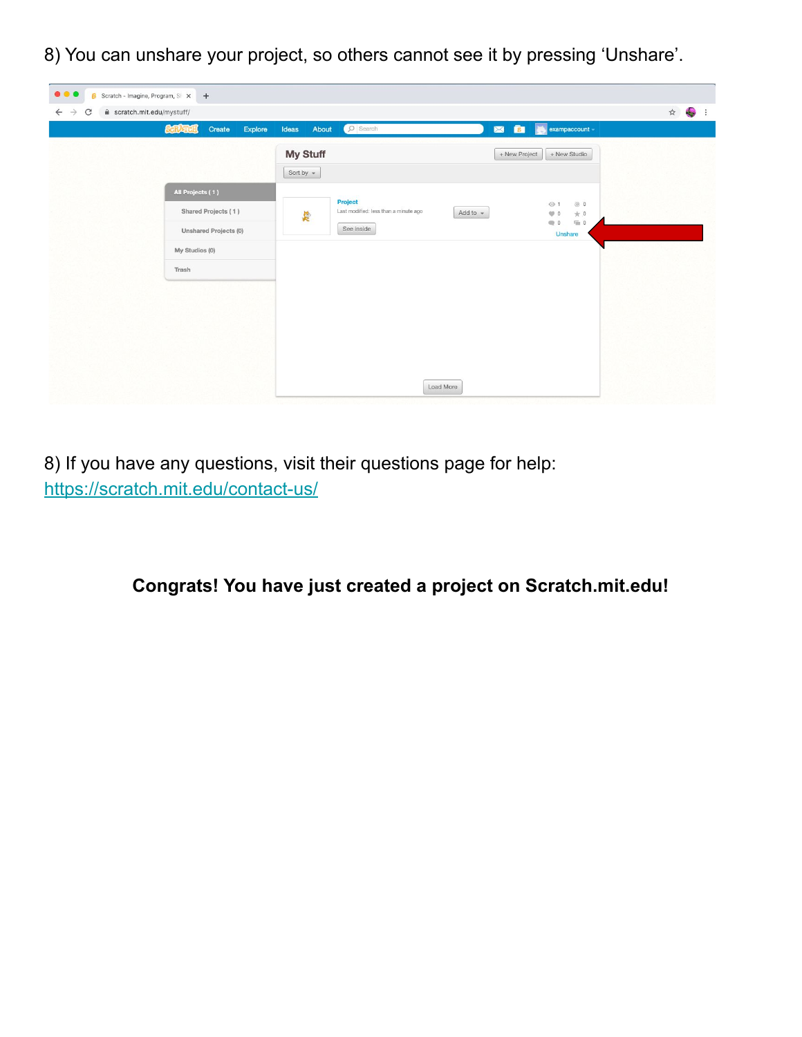8) You can unshare your project, so others cannot see it by pressing 'Unshare'.

8) If you have any questions, visit their questions page for help: [https://scratch.mit.edu/contact-us/](https://scratch.mit.edu/contact-us/)

**Congrats! You have just created a project on Scratch.mit.edu!**